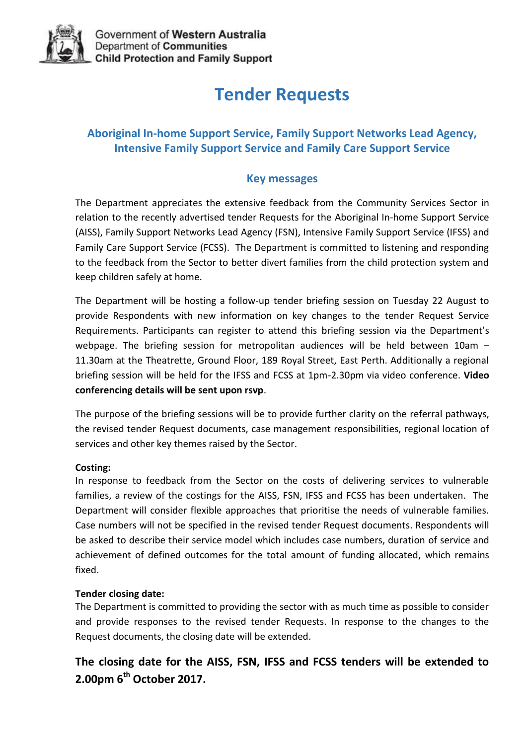Government of **Western Australia**
Department of **Communities**
**Child Protection and Family Support**

# Tender Requests

## Aboriginal In-home Support Service, Family Support Networks Lead Agency, Intensive Family Support Service and Family Care Support Service

### Key messages

The Department appreciates the extensive feedback from the Community Services Sector in relation to the recently advertised tender Requests for the Aboriginal In-home Support Service (AISS), Family Support Networks Lead Agency (FSN), Intensive Family Support Service (IFSS) and Family Care Support Service (FCSS). The Department is committed to listening and responding to the feedback from the Sector to better divert families from the child protection system and keep children safely at home.

The Department will be hosting a follow-up tender briefing session on Tuesday 22 August to provide Respondents with new information on key changes to the tender Request Service Requirements. Participants can register to attend this briefing session via the Department's webpage. The briefing session for metropolitan audiences will be held between 10am – 11.30am at the Theatrette, Ground Floor, 189 Royal Street, East Perth. Additionally a regional briefing session will be held for the IFSS and FCSS at 1pm-2.30pm via video conference. **Video conferencing details will be sent upon rsvp**.

The purpose of the briefing sessions will be to provide further clarity on the referral pathways, the revised tender Request documents, case management responsibilities, regional location of services and other key themes raised by the Sector.

**Costing:**
In response to feedback from the Sector on the costs of delivering services to vulnerable families, a review of the costings for the AISS, FSN, IFSS and FCSS has been undertaken. The Department will consider flexible approaches that prioritise the needs of vulnerable families. Case numbers will not be specified in the revised tender Request documents. Respondents will be asked to describe their service model which includes case numbers, duration of service and achievement of defined outcomes for the total amount of funding allocated, which remains fixed.

**Tender closing date:**
The Department is committed to providing the sector with as much time as possible to consider and provide responses to the revised tender Requests. In response to the changes to the Request documents, the closing date will be extended.

**The closing date for the AISS, FSN, IFSS and FCSS tenders will be extended to 2.00pm 6th October 2017.**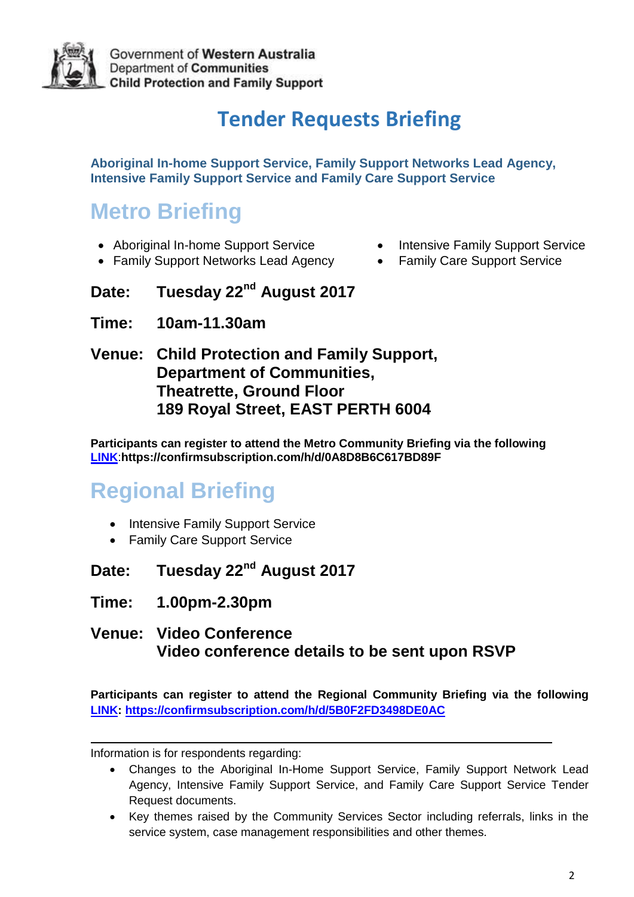Government of Western Australia
Department of Communities
Child Protection and Family Support

# Tender Requests Briefing

**Aboriginal In-home Support Service, Family Support Networks Lead Agency, Intensive Family Support Service and Family Care Support Service**

## Metro Briefing

- Aboriginal In-home Support Service
- Family Support Networks Lead Agency
- Intensive Family Support Service
- Family Care Support Service

**Date: Tuesday 22nd August 2017**

**Time: 10am-11.30am**

**Venue: Child Protection and Family Support,**
**Department of Communities,**
**Theatrette, Ground Floor**
**189 Royal Street, EAST PERTH 6004**

**Participants can register to attend the Metro Community Briefing via the following LINK:https://confirmsubscription.com/h/d/0A8D8B6C617BD89F**

## Regional Briefing

- Intensive Family Support Service
- Family Care Support Service

**Date: Tuesday 22nd August 2017**

**Time: 1.00pm-2.30pm**

**Venue: Video Conference**
**Video conference details to be sent upon RSVP**

**Participants can register to attend the Regional Community Briefing via the following LINK: https://confirmsubscription.com/h/d/5B0F2FD3498DE0AC**

---

Information is for respondents regarding:

- Changes to the Aboriginal In-Home Support Service, Family Support Network Lead Agency, Intensive Family Support Service, and Family Care Support Service Tender Request documents.
- Key themes raised by the Community Services Sector including referrals, links in the service system, case management responsibilities and other themes.